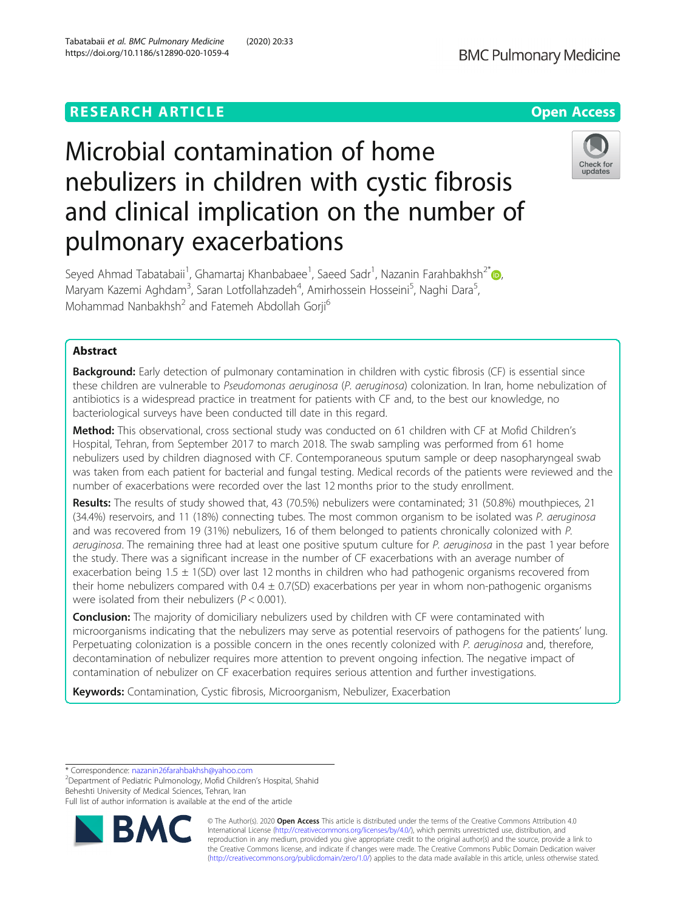RESEARCH ARTICLE

Open Access

# Microbial contamination of home nebulizers in children with cystic fibrosis and clinical implication on the number of pulmonary exacerbations

Seyed Ahmad Tabatabaii[1], Ghamartaj Khanbabaee[1], Saeed Sadr[1], Nazanin Farahbakhsh[2*], Maryam Kazemi Aghdam[3], Saran Lotfollahzadeh[4], Amirhossein Hosseini[5], Naghi Dara[5], Mohammad Nanbakhsh[2] and Fatemeh Abdollah Gorji[6]

## Abstract

**Background:** Early detection of pulmonary contamination in children with cystic fibrosis (CF) is essential since these children are vulnerable to *Pseudomonas aeruginosa* (*P. aeruginosa*) colonization. In Iran, home nebulization of antibiotics is a widespread practice in treatment for patients with CF and, to the best our knowledge, no bacteriological surveys have been conducted till date in this regard.

**Method:** This observational, cross sectional study was conducted on 61 children with CF at Mofid Children's Hospital, Tehran, from September 2017 to march 2018. The swab sampling was performed from 61 home nebulizers used by children diagnosed with CF. Contemporaneous sputum sample or deep nasopharyngeal swab was taken from each patient for bacterial and fungal testing. Medical records of the patients were reviewed and the number of exacerbations were recorded over the last 12 months prior to the study enrollment.

**Results:** The results of study showed that, 43 (70.5%) nebulizers were contaminated; 31 (50.8%) mouthpieces, 21 (34.4%) reservoirs, and 11 (18%) connecting tubes. The most common organism to be isolated was *P. aeruginosa* and was recovered from 19 (31%) nebulizers, 16 of them belonged to patients chronically colonized with *P. aeruginosa*. The remaining three had at least one positive sputum culture for *P. aeruginosa* in the past 1 year before the study. There was a significant increase in the number of CF exacerbations with an average number of exacerbation being 1.5 ± 1(SD) over last 12 months in children who had pathogenic organisms recovered from their home nebulizers compared with 0.4 ± 0.7(SD) exacerbations per year in whom non-pathogenic organisms were isolated from their nebulizers ($P < 0.001$).

**Conclusion:** The majority of domiciliary nebulizers used by children with CF were contaminated with microorganisms indicating that the nebulizers may serve as potential reservoirs of pathogens for the patients' lung. Perpetuating colonization is a possible concern in the ones recently colonized with *P. aeruginosa* and, therefore, decontamination of nebulizer requires more attention to prevent ongoing infection. The negative impact of contamination of nebulizer on CF exacerbation requires serious attention and further investigations.

**Keywords:** Contamination, Cystic fibrosis, Microorganism, Nebulizer, Exacerbation

\* Correspondence: nazanin26farahbakhsh@yahoo.com
[2]Department of Pediatric Pulmonology, Mofid Children's Hospital, Shahid Beheshti University of Medical Sciences, Tehran, Iran
Full list of author information is available at the end of the article

© The Author(s). 2020 **Open Access** This article is distributed under the terms of the Creative Commons Attribution 4.0 International License (http://creativecommons.org/licenses/by/4.0/), which permits unrestricted use, distribution, and reproduction in any medium, provided you give appropriate credit to the original author(s) and the source, provide a link to the Creative Commons license, and indicate if changes were made. The Creative Commons Public Domain Dedication waiver (http://creativecommons.org/publicdomain/zero/1.0/) applies to the data made available in this article, unless otherwise stated.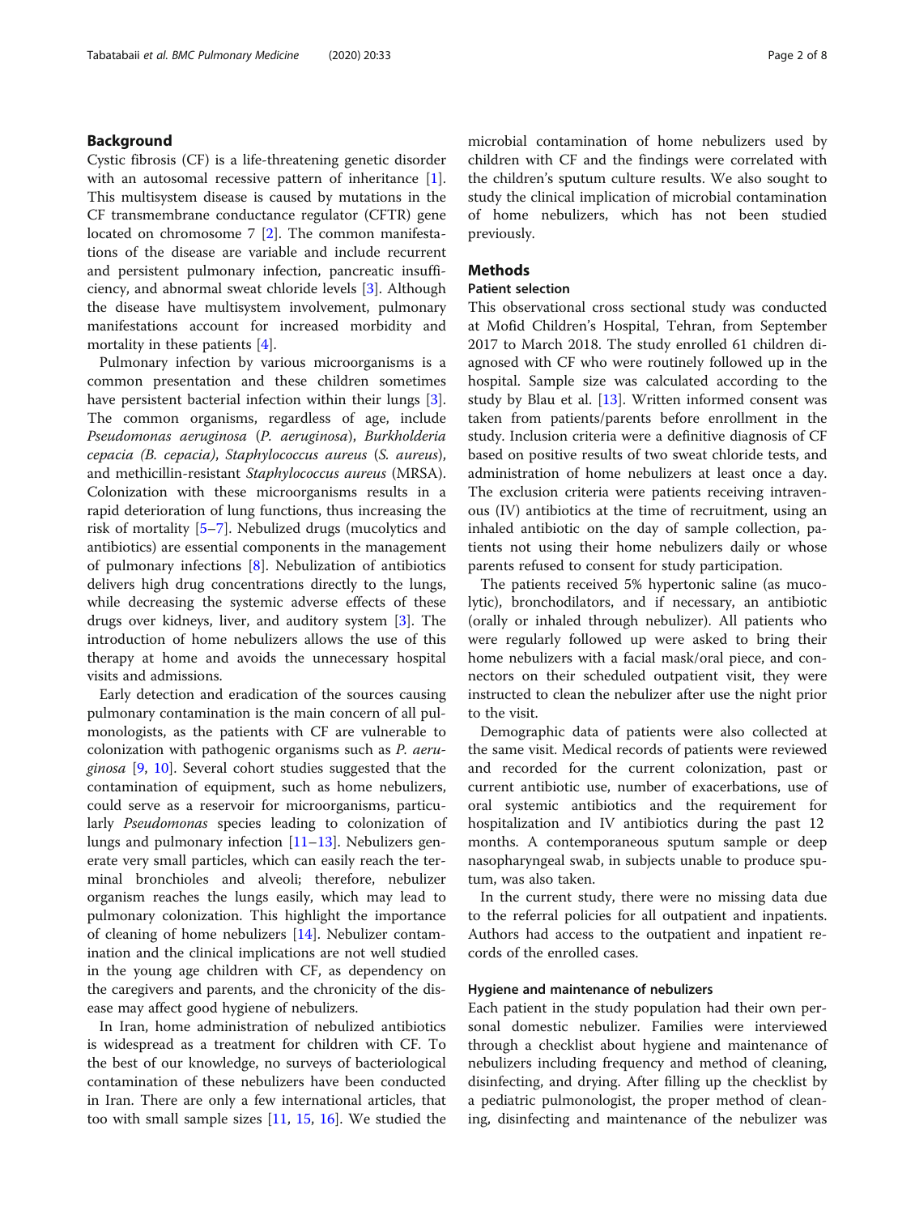## Background

Cystic fibrosis (CF) is a life-threatening genetic disorder with an autosomal recessive pattern of inheritance [1]. This multisystem disease is caused by mutations in the CF transmembrane conductance regulator (CFTR) gene located on chromosome 7 [2]. The common manifestations of the disease are variable and include recurrent and persistent pulmonary infection, pancreatic insufficiency, and abnormal sweat chloride levels [3]. Although the disease have multisystem involvement, pulmonary manifestations account for increased morbidity and mortality in these patients [4].

Pulmonary infection by various microorganisms is a common presentation and these children sometimes have persistent bacterial infection within their lungs [3]. The common organisms, regardless of age, include *Pseudomonas aeruginosa* (*P. aeruginosa*), *Burkholderia cepacia (B. cepacia)*, *Staphylococcus aureus* (*S. aureus*), and methicillin-resistant *Staphylococcus aureus* (MRSA). Colonization with these microorganisms results in a rapid deterioration of lung functions, thus increasing the risk of mortality [5–7]. Nebulized drugs (mucolytics and antibiotics) are essential components in the management of pulmonary infections [8]. Nebulization of antibiotics delivers high drug concentrations directly to the lungs, while decreasing the systemic adverse effects of these drugs over kidneys, liver, and auditory system [3]. The introduction of home nebulizers allows the use of this therapy at home and avoids the unnecessary hospital visits and admissions.

Early detection and eradication of the sources causing pulmonary contamination is the main concern of all pulmonologists, as the patients with CF are vulnerable to colonization with pathogenic organisms such as *P. aeruginosa* [9, 10]. Several cohort studies suggested that the contamination of equipment, such as home nebulizers, could serve as a reservoir for microorganisms, particularly *Pseudomonas* species leading to colonization of lungs and pulmonary infection [11–13]. Nebulizers generate very small particles, which can easily reach the terminal bronchioles and alveoli; therefore, nebulizer organism reaches the lungs easily, which may lead to pulmonary colonization. This highlight the importance of cleaning of home nebulizers [14]. Nebulizer contamination and the clinical implications are not well studied in the young age children with CF, as dependency on the caregivers and parents, and the chronicity of the disease may affect good hygiene of nebulizers.

In Iran, home administration of nebulized antibiotics is widespread as a treatment for children with CF. To the best of our knowledge, no surveys of bacteriological contamination of these nebulizers have been conducted in Iran. There are only a few international articles, that too with small sample sizes [11, 15, 16]. We studied the microbial contamination of home nebulizers used by children with CF and the findings were correlated with the children's sputum culture results. We also sought to study the clinical implication of microbial contamination of home nebulizers, which has not been studied previously.

## Methods

### Patient selection

This observational cross sectional study was conducted at Mofid Children's Hospital, Tehran, from September 2017 to March 2018. The study enrolled 61 children diagnosed with CF who were routinely followed up in the hospital. Sample size was calculated according to the study by Blau et al. [13]. Written informed consent was taken from patients/parents before enrollment in the study. Inclusion criteria were a definitive diagnosis of CF based on positive results of two sweat chloride tests, and administration of home nebulizers at least once a day. The exclusion criteria were patients receiving intravenous (IV) antibiotics at the time of recruitment, using an inhaled antibiotic on the day of sample collection, patients not using their home nebulizers daily or whose parents refused to consent for study participation.

The patients received 5% hypertonic saline (as mucolytic), bronchodilators, and if necessary, an antibiotic (orally or inhaled through nebulizer). All patients who were regularly followed up were asked to bring their home nebulizers with a facial mask/oral piece, and connectors on their scheduled outpatient visit, they were instructed to clean the nebulizer after use the night prior to the visit.

Demographic data of patients were also collected at the same visit. Medical records of patients were reviewed and recorded for the current colonization, past or current antibiotic use, number of exacerbations, use of oral systemic antibiotics and the requirement for hospitalization and IV antibiotics during the past 12 months. A contemporaneous sputum sample or deep nasopharyngeal swab, in subjects unable to produce sputum, was also taken.

In the current study, there were no missing data due to the referral policies for all outpatient and inpatients. Authors had access to the outpatient and inpatient records of the enrolled cases.

### Hygiene and maintenance of nebulizers

Each patient in the study population had their own personal domestic nebulizer. Families were interviewed through a checklist about hygiene and maintenance of nebulizers including frequency and method of cleaning, disinfecting, and drying. After filling up the checklist by a pediatric pulmonologist, the proper method of cleaning, disinfecting and maintenance of the nebulizer was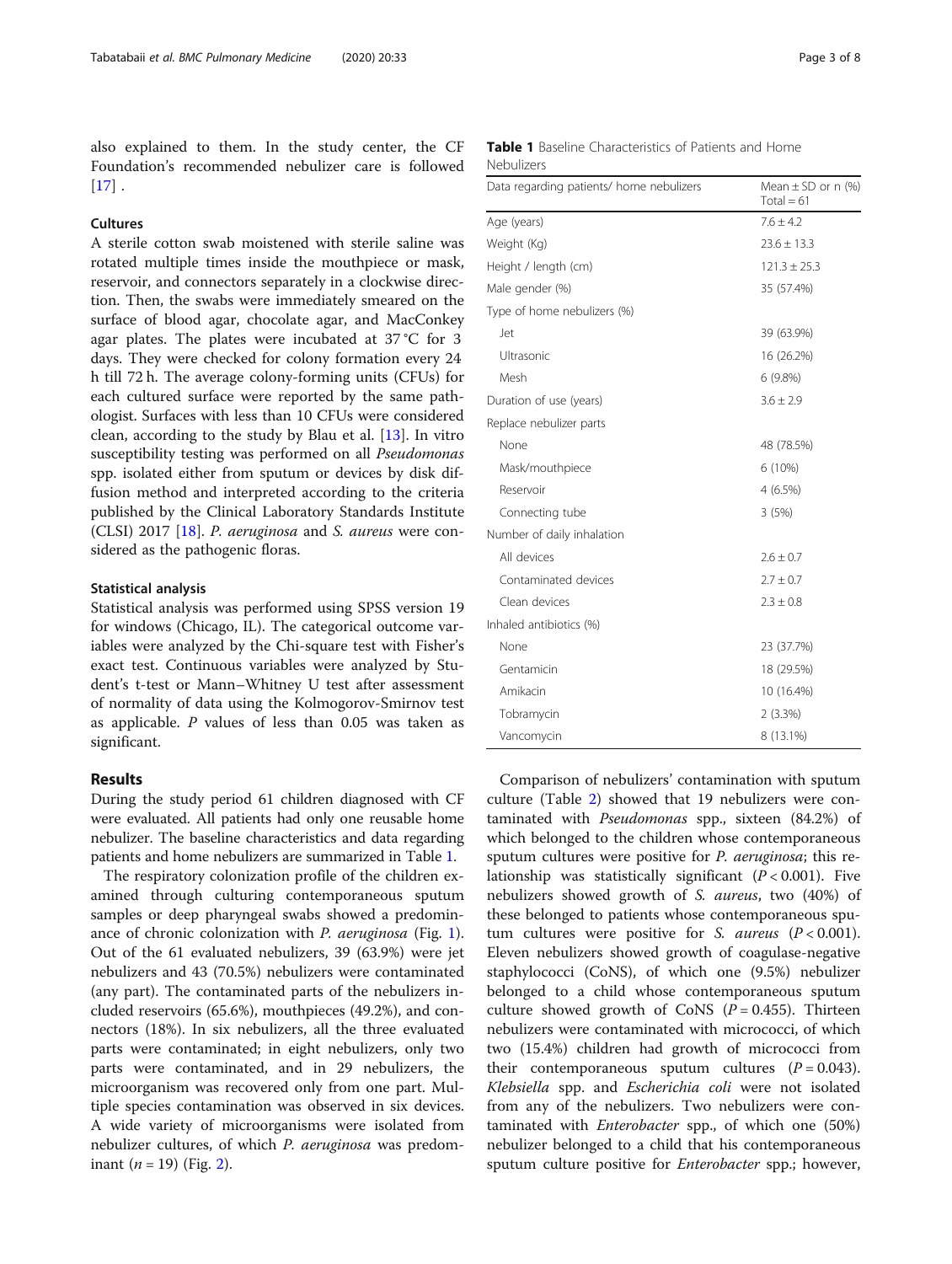also explained to them. In the study center, the CF Foundation's recommended nebulizer care is followed [17] .

### Cultures

A sterile cotton swab moistened with sterile saline was rotated multiple times inside the mouthpiece or mask, reservoir, and connectors separately in a clockwise direction. Then, the swabs were immediately smeared on the surface of blood agar, chocolate agar, and MacConkey agar plates. The plates were incubated at 37 °C for 3 days. They were checked for colony formation every 24 h till 72 h. The average colony-forming units (CFUs) for each cultured surface were reported by the same pathologist. Surfaces with less than 10 CFUs were considered clean, according to the study by Blau et al. [13]. In vitro susceptibility testing was performed on all *Pseudomonas* spp. isolated either from sputum or devices by disk diffusion method and interpreted according to the criteria published by the Clinical Laboratory Standards Institute (CLSI) 2017 [18]. *P. aeruginosa* and *S. aureus* were considered as the pathogenic floras.

### Statistical analysis

Statistical analysis was performed using SPSS version 19 for windows (Chicago, IL). The categorical outcome variables were analyzed by the Chi-square test with Fisher's exact test. Continuous variables were analyzed by Student's t-test or Mann–Whitney U test after assessment of normality of data using the Kolmogorov-Smirnov test as applicable. *P* values of less than 0.05 was taken as significant.

## Results

During the study period 61 children diagnosed with CF were evaluated. All patients had only one reusable home nebulizer. The baseline characteristics and data regarding patients and home nebulizers are summarized in Table 1.

The respiratory colonization profile of the children examined through culturing contemporaneous sputum samples or deep pharyngeal swabs showed a predominance of chronic colonization with *P. aeruginosa* (Fig. 1). Out of the 61 evaluated nebulizers, 39 (63.9%) were jet nebulizers and 43 (70.5%) nebulizers were contaminated (any part). The contaminated parts of the nebulizers included reservoirs (65.6%), mouthpieces (49.2%), and connectors (18%). In six nebulizers, all the three evaluated parts were contaminated; in eight nebulizers, only two parts were contaminated, and in 29 nebulizers, the microorganism was recovered only from one part. Multiple species contamination was observed in six devices. A wide variety of microorganisms were isolated from nebulizer cultures, of which *P. aeruginosa* was predominant ($n = 19$) (Fig. 2).

**Table 1** Baseline Characteristics of Patients and Home Nebulizers

| Data regarding patients/ home nebulizers | Mean ± SD or n (%) Total = 61 |
|---|---|
| Age (years) | 7.6 ± 4.2 |
| Weight (Kg) | 23.6 ± 13.3 |
| Height / length (cm) | 121.3 ± 25.3 |
| Male gender (%) | 35 (57.4%) |
| Type of home nebulizers (%) | |
| Jet | 39 (63.9%) |
| Ultrasonic | 16 (26.2%) |
| Mesh | 6 (9.8%) |
| Duration of use (years) | 3.6 ± 2.9 |
| Replace nebulizer parts | |
| None | 48 (78.5%) |
| Mask/mouthpiece | 6 (10%) |
| Reservoir | 4 (6.5%) |
| Connecting tube | 3 (5%) |
| Number of daily inhalation | |
| All devices | 2.6 ± 0.7 |
| Contaminated devices | 2.7 ± 0.7 |
| Clean devices | 2.3 ± 0.8 |
| Inhaled antibiotics (%) | |
| None | 23 (37.7%) |
| Gentamicin | 18 (29.5%) |
| Amikacin | 10 (16.4%) |
| Tobramycin | 2 (3.3%) |
| Vancomycin | 8 (13.1%) |

Comparison of nebulizers' contamination with sputum culture (Table 2) showed that 19 nebulizers were contaminated with *Pseudomonas* spp., sixteen (84.2%) of which belonged to the children whose contemporaneous sputum cultures were positive for *P. aeruginosa*; this relationship was statistically significant ($P < 0.001$). Five nebulizers showed growth of *S. aureus*, two (40%) of these belonged to patients whose contemporaneous sputum cultures were positive for *S. aureus* ($P < 0.001$). Eleven nebulizers showed growth of coagulase-negative staphylococci (CoNS), of which one (9.5%) nebulizer belonged to a child whose contemporaneous sputum culture showed growth of CoNS ($P = 0.455$). Thirteen nebulizers were contaminated with micrococci, of which two (15.4%) children had growth of micrococci from their contemporaneous sputum cultures ($P = 0.043$). *Klebsiella* spp. and *Escherichia coli* were not isolated from any of the nebulizers. Two nebulizers were contaminated with *Enterobacter* spp., of which one (50%) nebulizer belonged to a child that his contemporaneous sputum culture positive for *Enterobacter* spp.; however,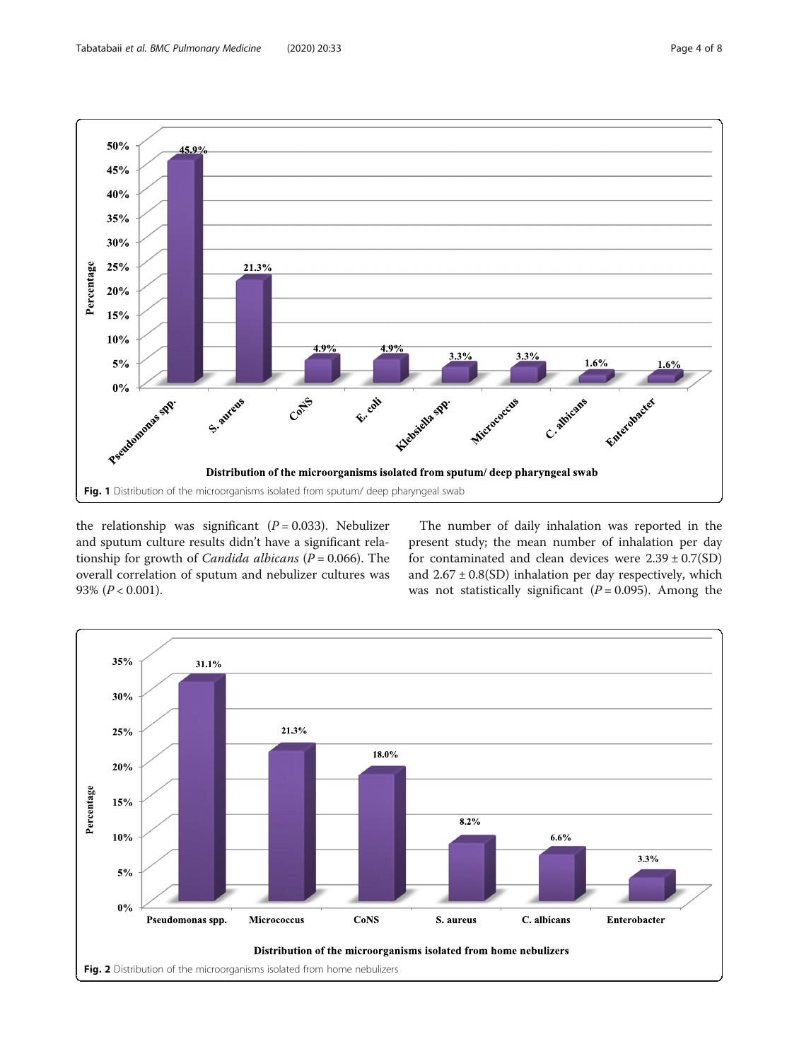Fig. 1 Distribution of the microorganisms isolated from sputum/ deep pharyngeal swab

the relationship was significant ($P = 0.033$). Nebulizer and sputum culture results didn't have a significant relationship for growth of *Candida albicans* ($P = 0.066$). The overall correlation of sputum and nebulizer cultures was 93% ($P < 0.001$).

The number of daily inhalation was reported in the present study; the mean number of inhalation per day for contaminated and clean devices were $2.39 \pm 0.7$(SD) and $2.67 \pm 0.8$(SD) inhalation per day respectively, which was not statistically significant ($P = 0.095$). Among the

Fig. 2 Distribution of the microorganisms isolated from home nebulizers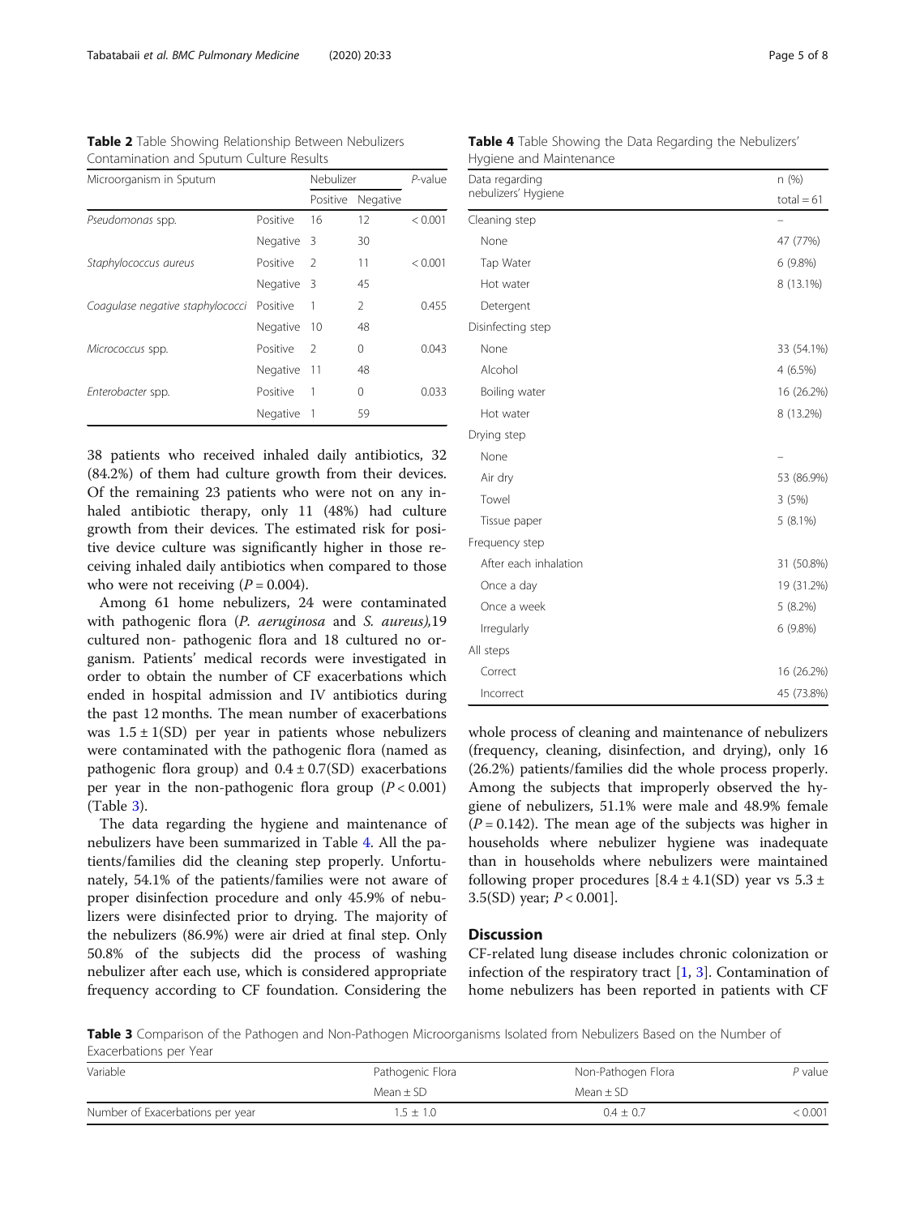**Table 2** Table Showing Relationship Between Nebulizers Contamination and Sputum Culture Results

| Microorganism in Sputum | | Nebulizer | | *P*-value |
|---|---|---|---|---|
| | | Positive | Negative | |
| *Pseudomonas* spp. | Positive | 16 | 12 | < 0.001 |
| | Negative | 3 | 30 | |
| *Staphylococcus aureus* | Positive | 2 | 11 | < 0.001 |
| | Negative | 3 | 45 | |
| Coagulase negative staphylococci | Positive | 1 | 2 | 0.455 |
| | Negative | 10 | 48 | |
| *Micrococcus* spp. | Positive | 2 | 0 | 0.043 |
| | Negative | 11 | 48 | |
| *Enterobacter* spp. | Positive | 1 | 0 | 0.033 |
| | Negative | 1 | 59 | |

38 patients who received inhaled daily antibiotics, 32 (84.2%) of them had culture growth from their devices. Of the remaining 23 patients who were not on any inhaled antibiotic therapy, only 11 (48%) had culture growth from their devices. The estimated risk for positive device culture was significantly higher in those receiving inhaled daily antibiotics when compared to those who were not receiving ($P = 0.004$).

Among 61 home nebulizers, 24 were contaminated with pathogenic flora (*P. aeruginosa* and *S. aureus),*19 cultured non- pathogenic flora and 18 cultured no organism. Patients' medical records were investigated in order to obtain the number of CF exacerbations which ended in hospital admission and IV antibiotics during the past 12 months. The mean number of exacerbations was $1.5 \pm 1$(SD) per year in patients whose nebulizers were contaminated with the pathogenic flora (named as pathogenic flora group) and $0.4 \pm 0.7$(SD) exacerbations per year in the non-pathogenic flora group ($P < 0.001$) (Table 3).

The data regarding the hygiene and maintenance of nebulizers have been summarized in Table 4. All the patients/families did the cleaning step properly. Unfortunately, 54.1% of the patients/families were not aware of proper disinfection procedure and only 45.9% of nebulizers were disinfected prior to drying. The majority of the nebulizers (86.9%) were air dried at final step. Only 50.8% of the subjects did the process of washing nebulizer after each use, which is considered appropriate frequency according to CF foundation. Considering the whole process of cleaning and maintenance of nebulizers (frequency, cleaning, disinfection, and drying), only 16 (26.2%) patients/families did the whole process properly. Among the subjects that improperly observed the hygiene of nebulizers, 51.1% were male and 48.9% female ($P = 0.142$). The mean age of the subjects was higher in households where nebulizer hygiene was inadequate than in households where nebulizers were maintained following proper procedures [$8.4 \pm 4.1$(SD) year vs $5.3 \pm 3.5$(SD) year; $P < 0.001$].

**Table 4** Table Showing the Data Regarding the Nebulizers' Hygiene and Maintenance

| Data regarding nebulizers' Hygiene | n (%) total = 61 |
|---|---|
| Cleaning step | – |
| None | 47 (77%) |
| Tap Water | 6 (9.8%) |
| Hot water | 8 (13.1%) |
| Detergent | |
| Disinfecting step | |
| None | 33 (54.1%) |
| Alcohol | 4 (6.5%) |
| Boiling water | 16 (26.2%) |
| Hot water | 8 (13.2%) |
| Drying step | |
| None | – |
| Air dry | 53 (86.9%) |
| Towel | 3 (5%) |
| Tissue paper | 5 (8.1%) |
| Frequency step | |
| After each inhalation | 31 (50.8%) |
| Once a day | 19 (31.2%) |
| Once a week | 5 (8.2%) |
| Irregularly | 6 (9.8%) |
| All steps | |
| Correct | 16 (26.2%) |
| Incorrect | 45 (73.8%) |

## Discussion

CF-related lung disease includes chronic colonization or infection of the respiratory tract [1, 3]. Contamination of home nebulizers has been reported in patients with CF

**Table 3** Comparison of the Pathogen and Non-Pathogen Microorganisms Isolated from Nebulizers Based on the Number of Exacerbations per Year

| Variable | Pathogenic Flora | Non-Pathogen Flora | *P* value |
|---|---|---|---|
| | Mean ± SD | Mean ± SD | |
| Number of Exacerbations per year | 1.5 ± 1.0 | 0.4 ± 0.7 | < 0.001 |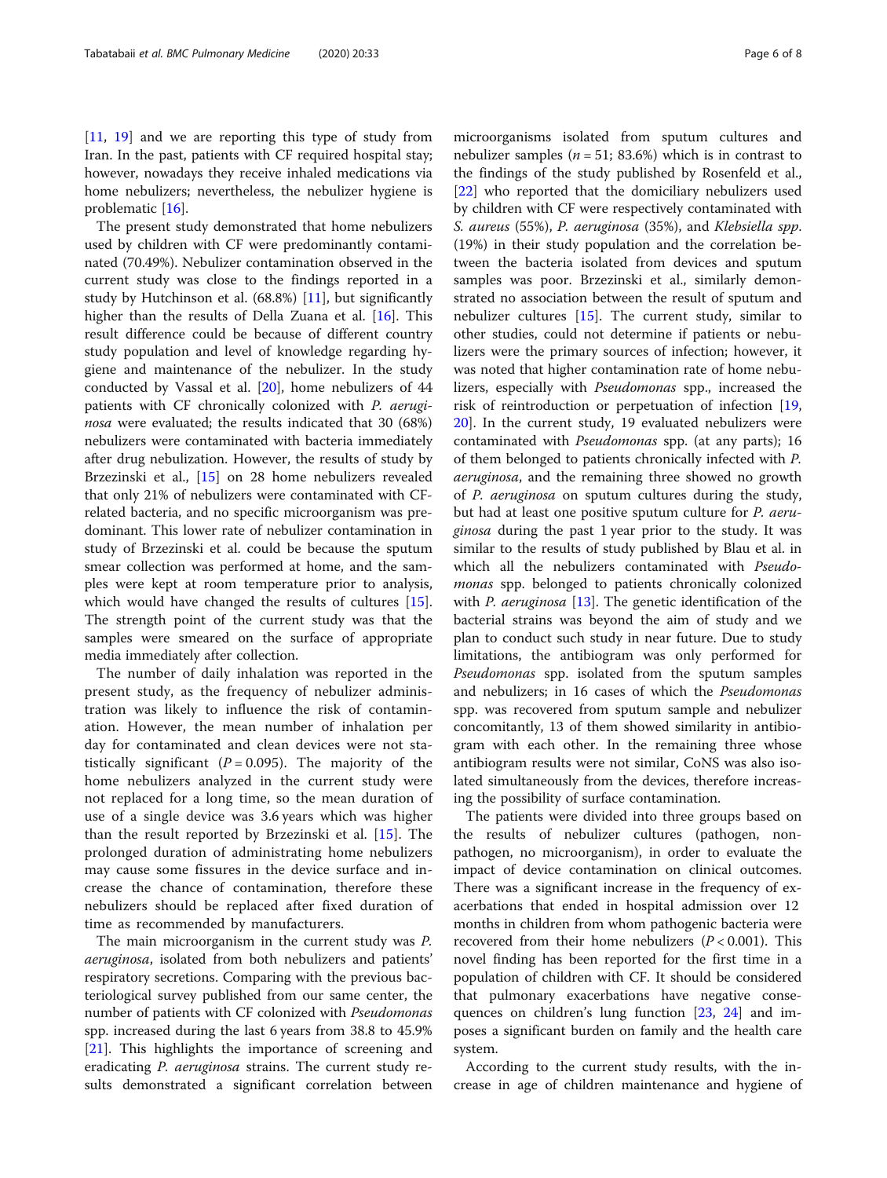[11, 19] and we are reporting this type of study from Iran. In the past, patients with CF required hospital stay; however, nowadays they receive inhaled medications via home nebulizers; nevertheless, the nebulizer hygiene is problematic [16].

The present study demonstrated that home nebulizers used by children with CF were predominantly contaminated (70.49%). Nebulizer contamination observed in the current study was close to the findings reported in a study by Hutchinson et al. (68.8%) [11], but significantly higher than the results of Della Zuana et al. [16]. This result difference could be because of different country study population and level of knowledge regarding hygiene and maintenance of the nebulizer. In the study conducted by Vassal et al. [20], home nebulizers of 44 patients with CF chronically colonized with *P. aeruginosa* were evaluated; the results indicated that 30 (68%) nebulizers were contaminated with bacteria immediately after drug nebulization. However, the results of study by Brzezinski et al., [15] on 28 home nebulizers revealed that only 21% of nebulizers were contaminated with CF-related bacteria, and no specific microorganism was predominant. This lower rate of nebulizer contamination in study of Brzezinski et al. could be because the sputum smear collection was performed at home, and the samples were kept at room temperature prior to analysis, which would have changed the results of cultures [15]. The strength point of the current study was that the samples were smeared on the surface of appropriate media immediately after collection.

The number of daily inhalation was reported in the present study, as the frequency of nebulizer administration was likely to influence the risk of contamination. However, the mean number of inhalation per day for contaminated and clean devices were not statistically significant ($P = 0.095$). The majority of the home nebulizers analyzed in the current study were not replaced for a long time, so the mean duration of use of a single device was 3.6 years which was higher than the result reported by Brzezinski et al. [15]. The prolonged duration of administrating home nebulizers may cause some fissures in the device surface and increase the chance of contamination, therefore these nebulizers should be replaced after fixed duration of time as recommended by manufacturers.

The main microorganism in the current study was *P. aeruginosa*, isolated from both nebulizers and patients' respiratory secretions. Comparing with the previous bacteriological survey published from our same center, the number of patients with CF colonized with *Pseudomonas* spp. increased during the last 6 years from 38.8 to 45.9% [21]. This highlights the importance of screening and eradicating *P. aeruginosa* strains. The current study results demonstrated a significant correlation between microorganisms isolated from sputum cultures and nebulizer samples ($n = 51$; 83.6%) which is in contrast to the findings of the study published by Rosenfeld et al., [22] who reported that the domiciliary nebulizers used by children with CF were respectively contaminated with *S. aureus* (55%), *P. aeruginosa* (35%), and *Klebsiella spp*. (19%) in their study population and the correlation between the bacteria isolated from devices and sputum samples was poor. Brzezinski et al., similarly demonstrated no association between the result of sputum and nebulizer cultures [15]. The current study, similar to other studies, could not determine if patients or nebulizers were the primary sources of infection; however, it was noted that higher contamination rate of home nebulizers, especially with *Pseudomonas* spp., increased the risk of reintroduction or perpetuation of infection [19, 20]. In the current study, 19 evaluated nebulizers were contaminated with *Pseudomonas* spp. (at any parts); 16 of them belonged to patients chronically infected with *P. aeruginosa*, and the remaining three showed no growth of *P. aeruginosa* on sputum cultures during the study, but had at least one positive sputum culture for *P. aeruginosa* during the past 1 year prior to the study. It was similar to the results of study published by Blau et al. in which all the nebulizers contaminated with *Pseudomonas* spp. belonged to patients chronically colonized with *P. aeruginosa* [13]. The genetic identification of the bacterial strains was beyond the aim of study and we plan to conduct such study in near future. Due to study limitations, the antibiogram was only performed for *Pseudomonas* spp. isolated from the sputum samples and nebulizers; in 16 cases of which the *Pseudomonas* spp. was recovered from sputum sample and nebulizer concomitantly, 13 of them showed similarity in antibiogram with each other. In the remaining three whose antibiogram results were not similar, CoNS was also isolated simultaneously from the devices, therefore increasing the possibility of surface contamination.

The patients were divided into three groups based on the results of nebulizer cultures (pathogen, non-pathogen, no microorganism), in order to evaluate the impact of device contamination on clinical outcomes. There was a significant increase in the frequency of exacerbations that ended in hospital admission over 12 months in children from whom pathogenic bacteria were recovered from their home nebulizers ($P < 0.001$). This novel finding has been reported for the first time in a population of children with CF. It should be considered that pulmonary exacerbations have negative consequences on children's lung function [23, 24] and imposes a significant burden on family and the health care system.

According to the current study results, with the increase in age of children maintenance and hygiene of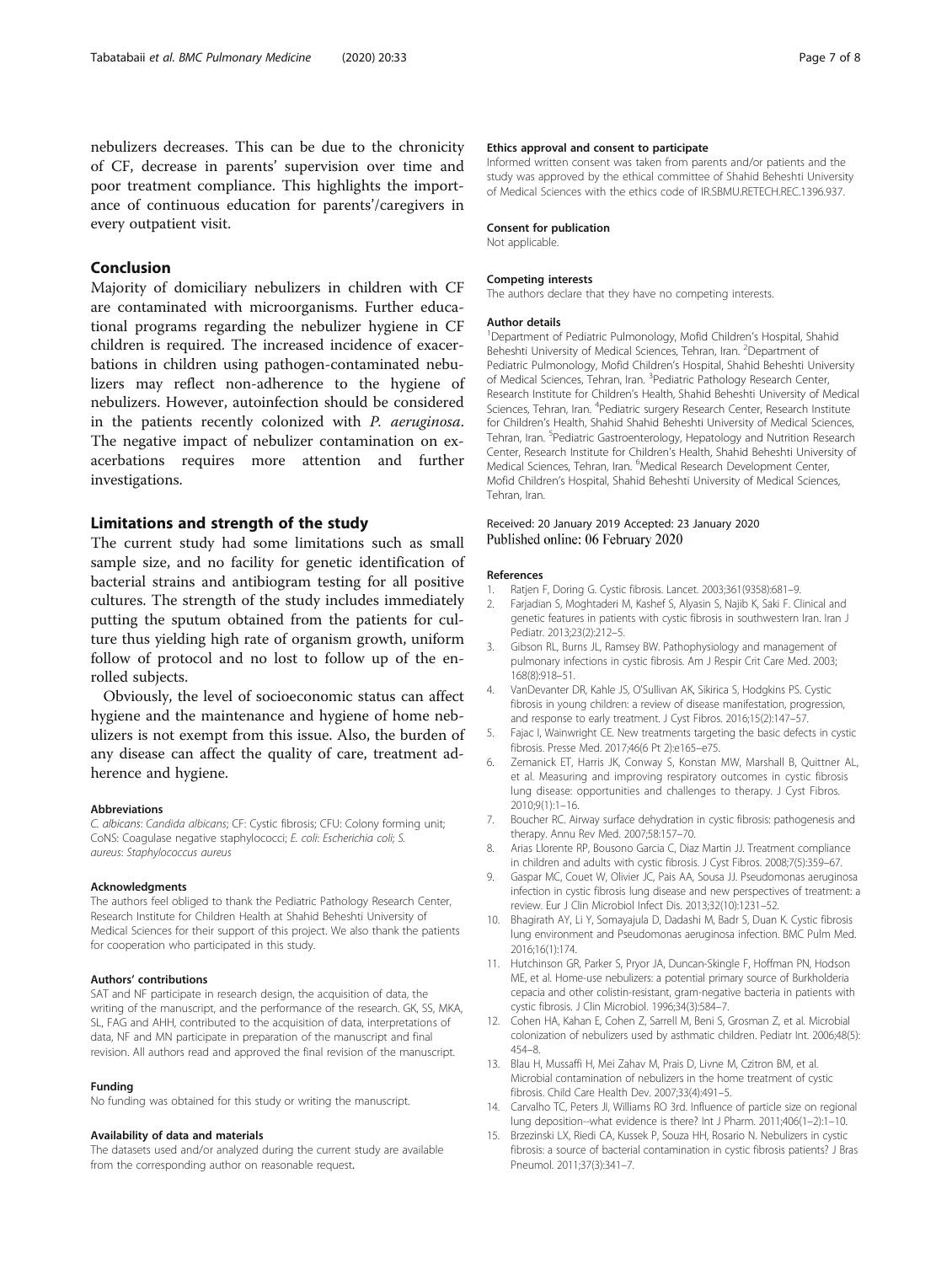nebulizers decreases. This can be due to the chronicity of CF, decrease in parents' supervision over time and poor treatment compliance. This highlights the importance of continuous education for parents'/caregivers in every outpatient visit.

## Conclusion

Majority of domiciliary nebulizers in children with CF are contaminated with microorganisms. Further educational programs regarding the nebulizer hygiene in CF children is required. The increased incidence of exacerbations in children using pathogen-contaminated nebulizers may reflect non-adherence to the hygiene of nebulizers. However, autoinfection should be considered in the patients recently colonized with *P. aeruginosa*. The negative impact of nebulizer contamination on exacerbations requires more attention and further investigations.

## Limitations and strength of the study

The current study had some limitations such as small sample size, and no facility for genetic identification of bacterial strains and antibiogram testing for all positive cultures. The strength of the study includes immediately putting the sputum obtained from the patients for culture thus yielding high rate of organism growth, uniform follow of protocol and no lost to follow up of the enrolled subjects.

Obviously, the level of socioeconomic status can affect hygiene and the maintenance and hygiene of home nebulizers is not exempt from this issue. Also, the burden of any disease can affect the quality of care, treatment adherence and hygiene.

#### Abbreviations

*C. albicans*: *Candida albicans*; CF: Cystic fibrosis; CFU: Colony forming unit; CoNS: Coagulase negative staphylococci; *E. coli*: *Escherichia coli*; *S. aureus*: *Staphylococcus aureus*

#### Acknowledgments

The authors feel obliged to thank the Pediatric Pathology Research Center, Research Institute for Children Health at Shahid Beheshti University of Medical Sciences for their support of this project. We also thank the patients for cooperation who participated in this study.

#### Authors' contributions

SAT and NF participate in research design, the acquisition of data, the writing of the manuscript, and the performance of the research. GK, SS, MKA, SL, FAG and AHH, contributed to the acquisition of data, interpretations of data, NF and MN participate in preparation of the manuscript and final revision. All authors read and approved the final revision of the manuscript.

#### Funding

No funding was obtained for this study or writing the manuscript.

#### Availability of data and materials

The datasets used and/or analyzed during the current study are available from the corresponding author on reasonable request.

#### Ethics approval and consent to participate

Informed written consent was taken from parents and/or patients and the study was approved by the ethical committee of Shahid Beheshti University of Medical Sciences with the ethics code of IR.SBMU.RETECH.REC.1396.937.

#### Consent for publication

Not applicable.

#### Competing interests

The authors declare that they have no competing interests.

#### Author details

[1]Department of Pediatric Pulmonology, Mofid Children's Hospital, Shahid Beheshti University of Medical Sciences, Tehran, Iran. [2]Department of Pediatric Pulmonology, Mofid Children's Hospital, Shahid Beheshti University of Medical Sciences, Tehran, Iran. [3]Pediatric Pathology Research Center, Research Institute for Children's Health, Shahid Beheshti University of Medical Sciences, Tehran, Iran. [4]Pediatric surgery Research Center, Research Institute for Children's Health, Shahid Shahid Beheshti University of Medical Sciences, Tehran, Iran. [5]Pediatric Gastroenterology, Hepatology and Nutrition Research Center, Research Institute for Children's Health, Shahid Beheshti University of Medical Sciences, Tehran, Iran. [6]Medical Research Development Center, Mofid Children's Hospital, Shahid Beheshti University of Medical Sciences, Tehran, Iran.

Received: 20 January 2019 Accepted: 23 January 2020
Published online: 06 February 2020

#### References

1. Ratjen F, Doring G. Cystic fibrosis. Lancet. 2003;361(9358):681–9.
2. Farjadian S, Moghtaderi M, Kashef S, Alyasin S, Najib K, Saki F. Clinical and genetic features in patients with cystic fibrosis in southwestern Iran. Iran J Pediatr. 2013;23(2):212–5.
3. Gibson RL, Burns JL, Ramsey BW. Pathophysiology and management of pulmonary infections in cystic fibrosis. Am J Respir Crit Care Med. 2003; 168(8):918–51.
4. VanDevanter DR, Kahle JS, O'Sullivan AK, Sikirica S, Hodgkins PS. Cystic fibrosis in young children: a review of disease manifestation, progression, and response to early treatment. J Cyst Fibros. 2016;15(2):147–57.
5. Fajac I, Wainwright CE. New treatments targeting the basic defects in cystic fibrosis. Presse Med. 2017;46(6 Pt 2):e165–e75.
6. Zemanick ET, Harris JK, Conway S, Konstan MW, Marshall B, Quittner AL, et al. Measuring and improving respiratory outcomes in cystic fibrosis lung disease: opportunities and challenges to therapy. J Cyst Fibros. 2010;9(1):1–16.
7. Boucher RC. Airway surface dehydration in cystic fibrosis: pathogenesis and therapy. Annu Rev Med. 2007;58:157–70.
8. Arias Llorente RP, Bousono Garcia C, Diaz Martin JJ. Treatment compliance in children and adults with cystic fibrosis. J Cyst Fibros. 2008;7(5):359–67.
9. Gaspar MC, Couet W, Olivier JC, Pais AA, Sousa JJ. Pseudomonas aeruginosa infection in cystic fibrosis lung disease and new perspectives of treatment: a review. Eur J Clin Microbiol Infect Dis. 2013;32(10):1231–52.
10. Bhagirath AY, Li Y, Somayajula D, Dadashi M, Badr S, Duan K. Cystic fibrosis lung environment and Pseudomonas aeruginosa infection. BMC Pulm Med. 2016;16(1):174.
11. Hutchinson GR, Parker S, Pryor JA, Duncan-Skingle F, Hoffman PN, Hodson ME, et al. Home-use nebulizers: a potential primary source of Burkholderia cepacia and other colistin-resistant, gram-negative bacteria in patients with cystic fibrosis. J Clin Microbiol. 1996;34(3):584–7.
12. Cohen HA, Kahan E, Cohen Z, Sarrell M, Beni S, Grosman Z, et al. Microbial colonization of nebulizers used by asthmatic children. Pediatr Int. 2006;48(5): 454–8.
13. Blau H, Mussaffi H, Mei Zahav M, Prais D, Livne M, Czitron BM, et al. Microbial contamination of nebulizers in the home treatment of cystic fibrosis. Child Care Health Dev. 2007;33(4):491–5.
14. Carvalho TC, Peters JI, Williams RO 3rd. Influence of particle size on regional lung deposition--what evidence is there? Int J Pharm. 2011;406(1–2):1–10.
15. Brzezinski LX, Riedi CA, Kussek P, Souza HH, Rosario N. Nebulizers in cystic fibrosis: a source of bacterial contamination in cystic fibrosis patients? J Bras Pneumol. 2011;37(3):341–7.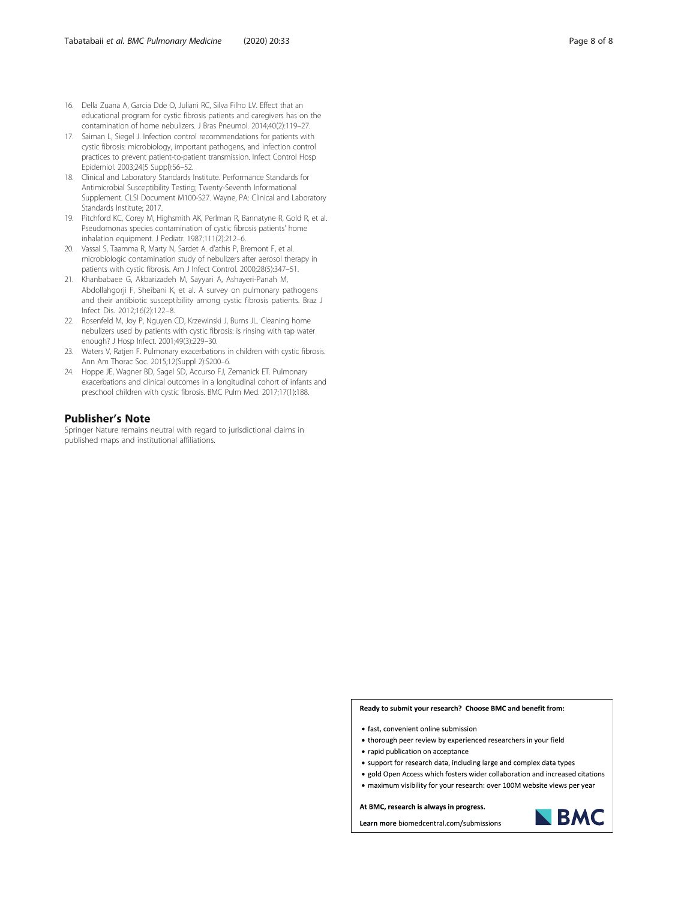16. Della Zuana A, Garcia Dde O, Juliani RC, Silva Filho LV. Effect that an educational program for cystic fibrosis patients and caregivers has on the contamination of home nebulizers. J Bras Pneumol. 2014;40(2):119–27.
17. Saiman L, Siegel J. Infection control recommendations for patients with cystic fibrosis: microbiology, important pathogens, and infection control practices to prevent patient-to-patient transmission. Infect Control Hosp Epidemiol. 2003;24(5 Suppl):S6–52.
18. Clinical and Laboratory Standards Institute. Performance Standards for Antimicrobial Susceptibility Testing; Twenty-Seventh Informational Supplement. CLSI Document M100-S27. Wayne, PA: Clinical and Laboratory Standards Institute; 2017.
19. Pitchford KC, Corey M, Highsmith AK, Perlman R, Bannatyne R, Gold R, et al. Pseudomonas species contamination of cystic fibrosis patients' home inhalation equipment. J Pediatr. 1987;111(2):212–6.
20. Vassal S, Taamma R, Marty N, Sardet A. d'athis P, Bremont F, et al. microbiologic contamination study of nebulizers after aerosol therapy in patients with cystic fibrosis. Am J Infect Control. 2000;28(5):347–51.
21. Khanbabaee G, Akbarizadeh M, Sayyari A, Ashayeri-Panah M, Abdollahgorji F, Sheibani K, et al. A survey on pulmonary pathogens and their antibiotic susceptibility among cystic fibrosis patients. Braz J Infect Dis. 2012;16(2):122–8.
22. Rosenfeld M, Joy P, Nguyen CD, Krzewinski J, Burns JL. Cleaning home nebulizers used by patients with cystic fibrosis: is rinsing with tap water enough? J Hosp Infect. 2001;49(3):229–30.
23. Waters V, Ratjen F. Pulmonary exacerbations in children with cystic fibrosis. Ann Am Thorac Soc. 2015;12(Suppl 2):S200–6.
24. Hoppe JE, Wagner BD, Sagel SD, Accurso FJ, Zemanick ET. Pulmonary exacerbations and clinical outcomes in a longitudinal cohort of infants and preschool children with cystic fibrosis. BMC Pulm Med. 2017;17(1):188.

## Publisher's Note

Springer Nature remains neutral with regard to jurisdictional claims in published maps and institutional affiliations.

**Ready to submit your research? Choose BMC and benefit from:**

- fast, convenient online submission
- thorough peer review by experienced researchers in your field
- rapid publication on acceptance
- support for research data, including large and complex data types
- gold Open Access which fosters wider collaboration and increased citations
- maximum visibility for your research: over 100M website views per year

**At BMC, research is always in progress.**

**Learn more** biomedcentral.com/submissions